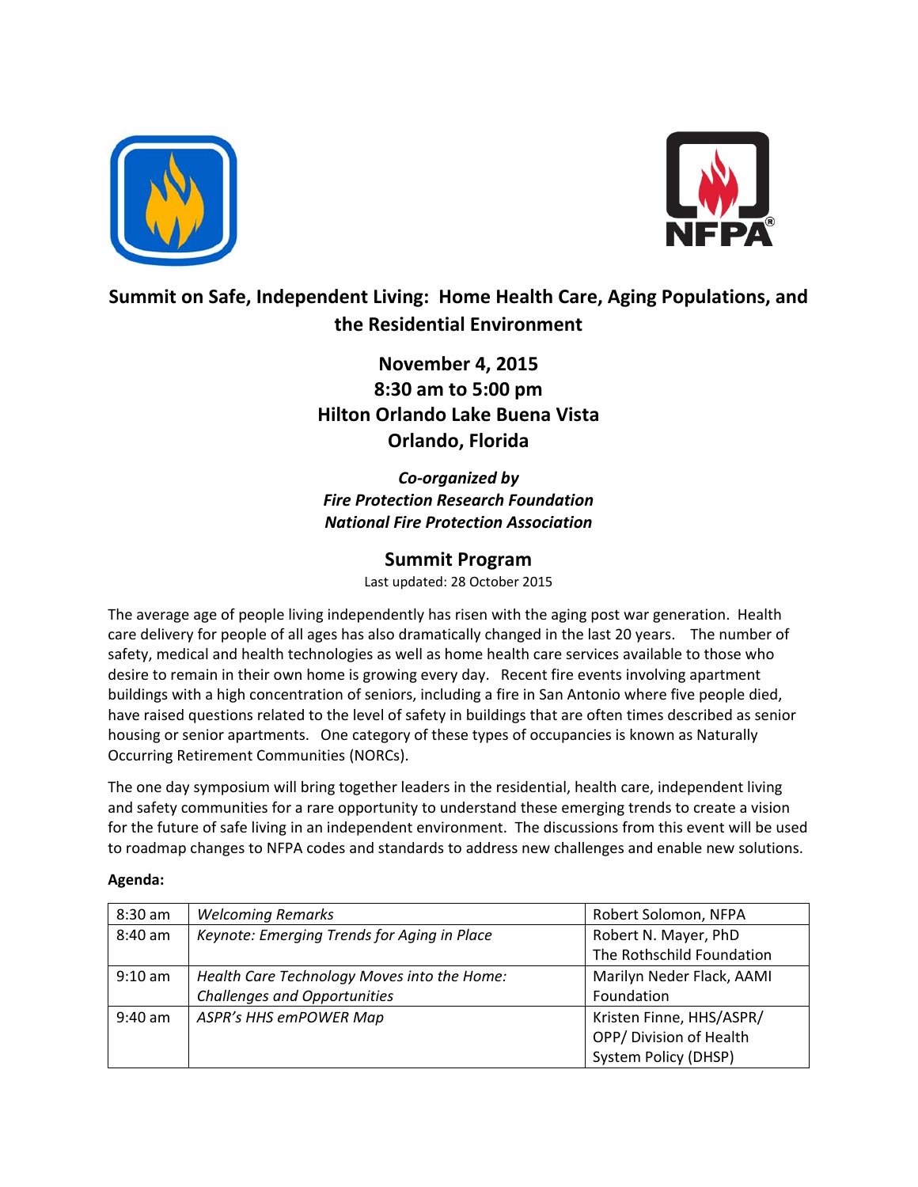# Summit on Safe, Independent Living: Home Health Care, Aging Populations, and the Residential Environment

## November 4, 2015
## 8:30 am to 5:00 pm
## Hilton Orlando Lake Buena Vista
## Orlando, Florida

***Co-organized by***
***Fire Protection Research Foundation***
***National Fire Protection Association***

## Summit Program

Last updated: 28 October 2015

The average age of people living independently has risen with the aging post war generation. Health care delivery for people of all ages has also dramatically changed in the last 20 years. The number of safety, medical and health technologies as well as home health care services available to those who desire to remain in their own home is growing every day. Recent fire events involving apartment buildings with a high concentration of seniors, including a fire in San Antonio where five people died, have raised questions related to the level of safety in buildings that are often times described as senior housing or senior apartments. One category of these types of occupancies is known as Naturally Occurring Retirement Communities (NORCs).

The one day symposium will bring together leaders in the residential, health care, independent living and safety communities for a rare opportunity to understand these emerging trends to create a vision for the future of safe living in an independent environment. The discussions from this event will be used to roadmap changes to NFPA codes and standards to address new challenges and enable new solutions.

**Agenda:**

| | | |
|---|---|---|
| 8:30 am | *Welcoming Remarks* | Robert Solomon, NFPA |
| 8:40 am | *Keynote: Emerging Trends for Aging in Place* | Robert N. Mayer, PhD<br>The Rothschild Foundation |
| 9:10 am | *Health Care Technology Moves into the Home: Challenges and Opportunities* | Marilyn Neder Flack, AAMI Foundation |
| 9:40 am | *ASPR's HHS emPOWER Map* | Kristen Finne, HHS/ASPR/ OPP/ Division of Health System Policy (DHSP) |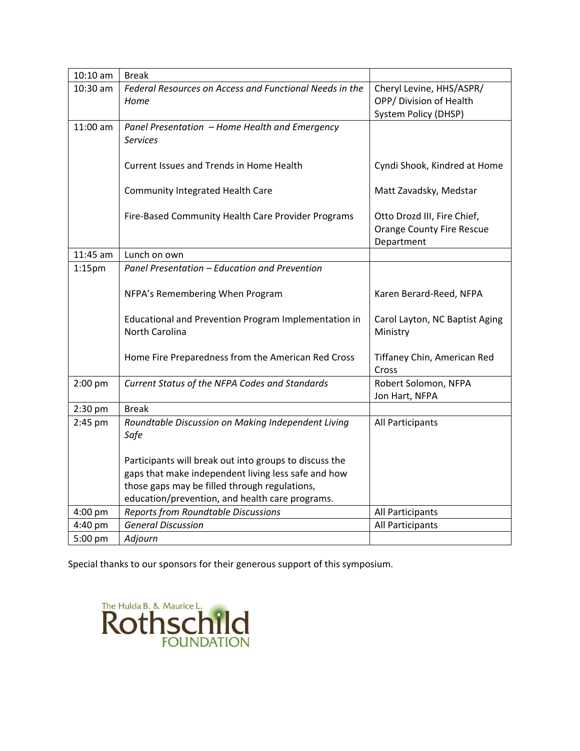| | | |
|---|---|---|
| 10:10 am | Break | |
| 10:30 am | *Federal Resources on Access and Functional Needs in the Home* | Cheryl Levine, HHS/ASPR/ OPP/ Division of Health System Policy (DHSP) |
| 11:00 am | *Panel Presentation – Home Health and Emergency Services*<br><br>Current Issues and Trends in Home Health<br><br>Community Integrated Health Care<br><br>Fire-Based Community Health Care Provider Programs | <br><br><br>Cyndi Shook, Kindred at Home<br><br>Matt Zavadsky, Medstar<br><br>Otto Drozd III, Fire Chief, Orange County Fire Rescue Department |
| 11:45 am | Lunch on own | |
| 1:15pm | *Panel Presentation – Education and Prevention*<br><br>NFPA's Remembering When Program<br><br>Educational and Prevention Program Implementation in North Carolina<br><br>Home Fire Preparedness from the American Red Cross | <br><br>Karen Berard-Reed, NFPA<br><br>Carol Layton, NC Baptist Aging Ministry<br><br>Tiffaney Chin, American Red Cross |
| 2:00 pm | *Current Status of the NFPA Codes and Standards* | Robert Solomon, NFPA<br>Jon Hart, NFPA |
| 2:30 pm | Break | |
| 2:45 pm | *Roundtable Discussion on Making Independent Living Safe*<br><br>Participants will break out into groups to discuss the gaps that make independent living less safe and how those gaps may be filled through regulations, education/prevention, and health care programs. | All Participants |
| 4:00 pm | *Reports from Roundtable Discussions* | All Participants |
| 4:40 pm | *General Discussion* | All Participants |
| 5:00 pm | *Adjourn* | |

Special thanks to our sponsors for their generous support of this symposium.

The Hulda B. & Maurice L. Rothschild Foundation